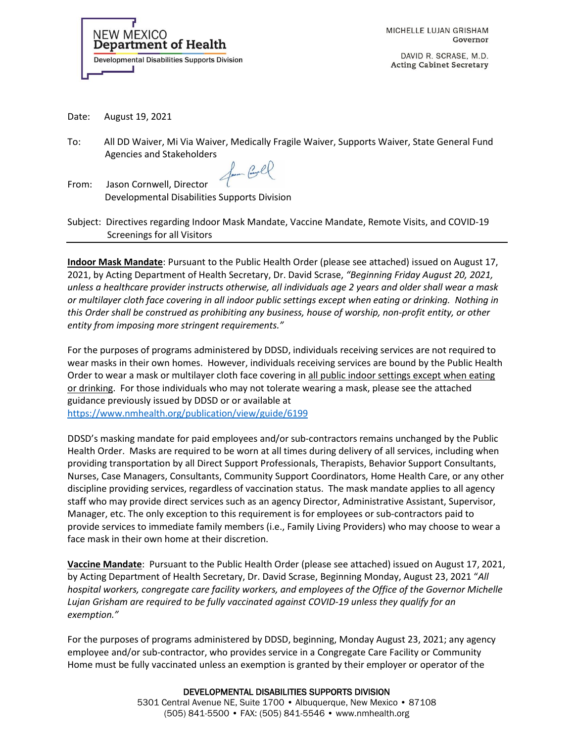NEW MEXICO
**Department of Health**
Developmental Disabilities Supports Division

MICHELLE LUJAN GRISHAM
Governor

DAVID R. SCRASE, M.D.
Acting Cabinet Secretary

Date: August 19, 2021

To: All DD Waiver, Mi Via Waiver, Medically Fragile Waiver, Supports Waiver, State General Fund Agencies and Stakeholders

From: Jason Cornwell, Director
Developmental Disabilities Supports Division

Subject: Directives regarding Indoor Mask Mandate, Vaccine Mandate, Remote Visits, and COVID-19 Screenings for all Visitors

---

**Indoor Mask Mandate**: Pursuant to the Public Health Order (please see attached) issued on August 17, 2021, by Acting Department of Health Secretary, Dr. David Scrase, *"Beginning Friday August 20, 2021, unless a healthcare provider instructs otherwise, all individuals age 2 years and older shall wear a mask or multilayer cloth face covering in all indoor public settings except when eating or drinking. Nothing in this Order shall be construed as prohibiting any business, house of worship, non-profit entity, or other entity from imposing more stringent requirements."*

For the purposes of programs administered by DDSD, individuals receiving services are not required to wear masks in their own homes. However, individuals receiving services are bound by the Public Health Order to wear a mask or multilayer cloth face covering in <u>all public indoor settings except when eating or drinking</u>. For those individuals who may not tolerate wearing a mask, please see the attached guidance previously issued by DDSD or or available at https://www.nmhealth.org/publication/view/guide/6199

DDSD's masking mandate for paid employees and/or sub-contractors remains unchanged by the Public Health Order. Masks are required to be worn at all times during delivery of all services, including when providing transportation by all Direct Support Professionals, Therapists, Behavior Support Consultants, Nurses, Case Managers, Consultants, Community Support Coordinators, Home Health Care, or any other discipline providing services, regardless of vaccination status. The mask mandate applies to all agency staff who may provide direct services such as an agency Director, Administrative Assistant, Supervisor, Manager, etc. The only exception to this requirement is for employees or sub-contractors paid to provide services to immediate family members (i.e., Family Living Providers) who may choose to wear a face mask in their own home at their discretion.

**Vaccine Mandate**: Pursuant to the Public Health Order (please see attached) issued on August 17, 2021, by Acting Department of Health Secretary, Dr. David Scrase, Beginning Monday, August 23, 2021 "*All hospital workers, congregate care facility workers, and employees of the Office of the Governor Michelle Lujan Grisham are required to be fully vaccinated against COVID-19 unless they qualify for an exemption.*"

For the purposes of programs administered by DDSD, beginning, Monday August 23, 2021; any agency employee and/or sub-contractor, who provides service in a Congregate Care Facility or Community Home must be fully vaccinated unless an exemption is granted by their employer or operator of the

DEVELOPMENTAL DISABILITIES SUPPORTS DIVISION
5301 Central Avenue NE, Suite 1700 • Albuquerque, New Mexico • 87108
(505) 841-5500 • FAX: (505) 841-5546 • www.nmhealth.org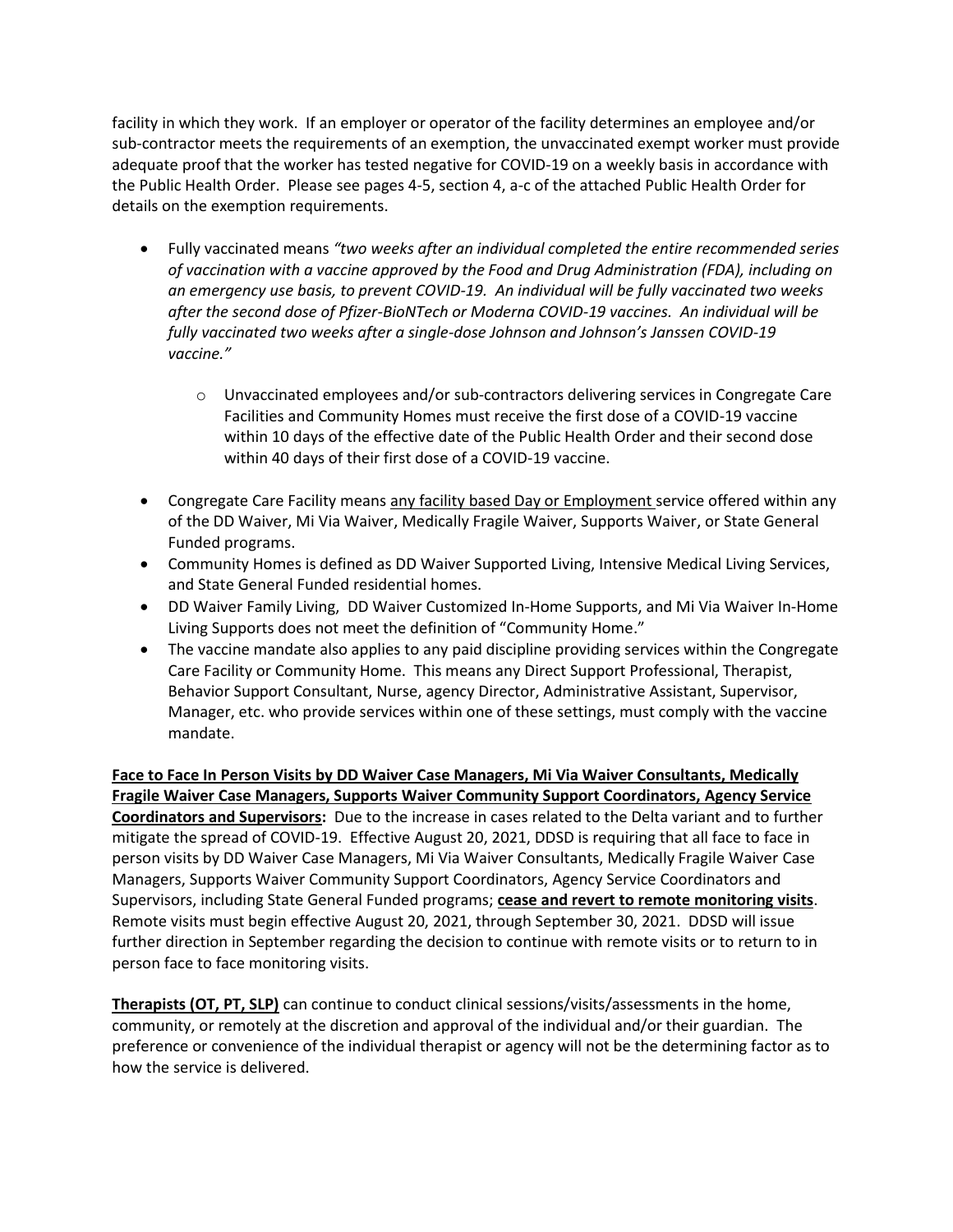facility in which they work. If an employer or operator of the facility determines an employee and/or sub-contractor meets the requirements of an exemption, the unvaccinated exempt worker must provide adequate proof that the worker has tested negative for COVID-19 on a weekly basis in accordance with the Public Health Order. Please see pages 4-5, section 4, a-c of the attached Public Health Order for details on the exemption requirements.

- Fully vaccinated means *"two weeks after an individual completed the entire recommended series of vaccination with a vaccine approved by the Food and Drug Administration (FDA), including on an emergency use basis, to prevent COVID-19. An individual will be fully vaccinated two weeks after the second dose of Pfizer-BioNTech or Moderna COVID-19 vaccines. An individual will be fully vaccinated two weeks after a single-dose Johnson and Johnson's Janssen COVID-19 vaccine."*
    - Unvaccinated employees and/or sub-contractors delivering services in Congregate Care Facilities and Community Homes must receive the first dose of a COVID-19 vaccine within 10 days of the effective date of the Public Health Order and their second dose within 40 days of their first dose of a COVID-19 vaccine.
- Congregate Care Facility means <u>any facility based Day or Employment</u> service offered within any of the DD Waiver, Mi Via Waiver, Medically Fragile Waiver, Supports Waiver, or State General Funded programs.
- Community Homes is defined as DD Waiver Supported Living, Intensive Medical Living Services, and State General Funded residential homes.
- DD Waiver Family Living, DD Waiver Customized In-Home Supports, and Mi Via Waiver In-Home Living Supports does not meet the definition of "Community Home."
- The vaccine mandate also applies to any paid discipline providing services within the Congregate Care Facility or Community Home. This means any Direct Support Professional, Therapist, Behavior Support Consultant, Nurse, agency Director, Administrative Assistant, Supervisor, Manager, etc. who provide services within one of these settings, must comply with the vaccine mandate.

**<u>Face to Face In Person Visits by DD Waiver Case Managers, Mi Via Waiver Consultants, Medically Fragile Waiver Case Managers, Supports Waiver Community Support Coordinators, Agency Service Coordinators and Supervisors</u>:** Due to the increase in cases related to the Delta variant and to further mitigate the spread of COVID-19. Effective August 20, 2021, DDSD is requiring that all face to face in person visits by DD Waiver Case Managers, Mi Via Waiver Consultants, Medically Fragile Waiver Case Managers, Supports Waiver Community Support Coordinators, Agency Service Coordinators and Supervisors, including State General Funded programs; **<u>cease and revert to remote monitoring visits</u>**. Remote visits must begin effective August 20, 2021, through September 30, 2021. DDSD will issue further direction in September regarding the decision to continue with remote visits or to return to in person face to face monitoring visits.

**<u>Therapists (OT, PT, SLP)</u>** can continue to conduct clinical sessions/visits/assessments in the home, community, or remotely at the discretion and approval of the individual and/or their guardian. The preference or convenience of the individual therapist or agency will not be the determining factor as to how the service is delivered.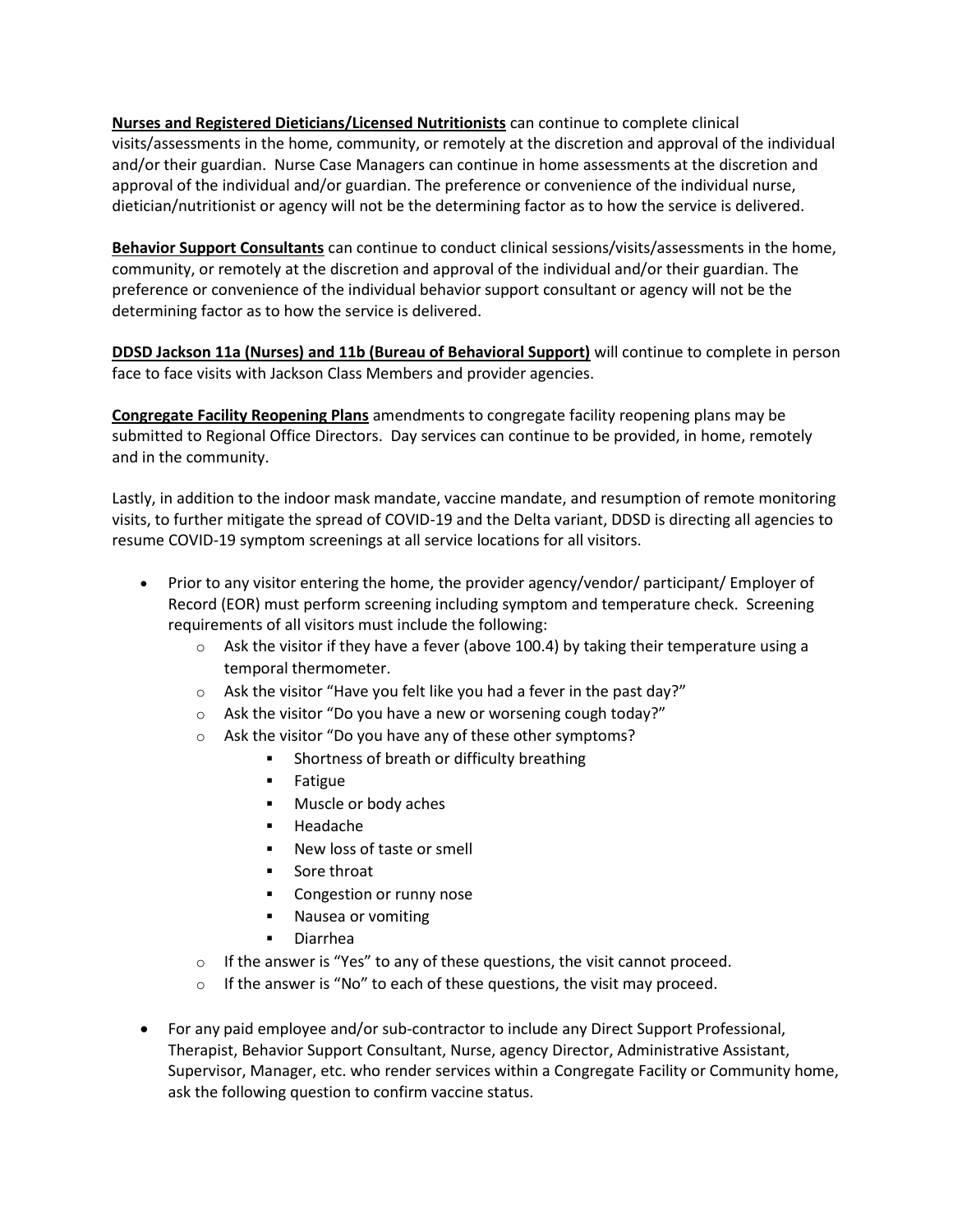**Nurses and Registered Dieticians/Licensed Nutritionists** can continue to complete clinical visits/assessments in the home, community, or remotely at the discretion and approval of the individual and/or their guardian. Nurse Case Managers can continue in home assessments at the discretion and approval of the individual and/or guardian. The preference or convenience of the individual nurse, dietician/nutritionist or agency will not be the determining factor as to how the service is delivered.

**Behavior Support Consultants** can continue to conduct clinical sessions/visits/assessments in the home, community, or remotely at the discretion and approval of the individual and/or their guardian. The preference or convenience of the individual behavior support consultant or agency will not be the determining factor as to how the service is delivered.

**DDSD Jackson 11a (Nurses) and 11b (Bureau of Behavioral Support)** will continue to complete in person face to face visits with Jackson Class Members and provider agencies.

**Congregate Facility Reopening Plans** amendments to congregate facility reopening plans may be submitted to Regional Office Directors. Day services can continue to be provided, in home, remotely and in the community.

Lastly, in addition to the indoor mask mandate, vaccine mandate, and resumption of remote monitoring visits, to further mitigate the spread of COVID-19 and the Delta variant, DDSD is directing all agencies to resume COVID-19 symptom screenings at all service locations for all visitors.

- Prior to any visitor entering the home, the provider agency/vendor/ participant/ Employer of Record (EOR) must perform screening including symptom and temperature check. Screening requirements of all visitors must include the following:
  - Ask the visitor if they have a fever (above 100.4) by taking their temperature using a temporal thermometer.
  - Ask the visitor "Have you felt like you had a fever in the past day?"
  - Ask the visitor "Do you have a new or worsening cough today?"
  - Ask the visitor "Do you have any of these other symptoms?
    - Shortness of breath or difficulty breathing
    - Fatigue
    - Muscle or body aches
    - Headache
    - New loss of taste or smell
    - Sore throat
    - Congestion or runny nose
    - Nausea or vomiting
    - Diarrhea
  - If the answer is "Yes" to any of these questions, the visit cannot proceed.
  - If the answer is "No" to each of these questions, the visit may proceed.

- For any paid employee and/or sub-contractor to include any Direct Support Professional, Therapist, Behavior Support Consultant, Nurse, agency Director, Administrative Assistant, Supervisor, Manager, etc. who render services within a Congregate Facility or Community home, ask the following question to confirm vaccine status.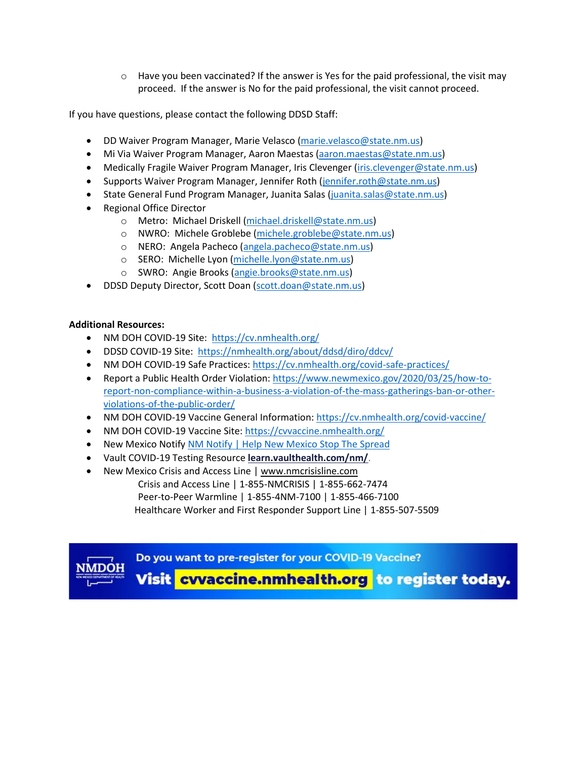- Have you been vaccinated? If the answer is Yes for the paid professional, the visit may proceed. If the answer is No for the paid professional, the visit cannot proceed.

If you have questions, please contact the following DDSD Staff:

- DD Waiver Program Manager, Marie Velasco (marie.velasco@state.nm.us)
- Mi Via Waiver Program Manager, Aaron Maestas (aaron.maestas@state.nm.us)
- Medically Fragile Waiver Program Manager, Iris Clevenger (iris.clevenger@state.nm.us)
- Supports Waiver Program Manager, Jennifer Roth (jennifer.roth@state.nm.us)
- State General Fund Program Manager, Juanita Salas (juanita.salas@state.nm.us)
- Regional Office Director
  - Metro: Michael Driskell (michael.driskell@state.nm.us)
  - NWRO: Michele Groblebe (michele.groblebe@state.nm.us)
  - NERO: Angela Pacheco (angela.pacheco@state.nm.us)
  - SERO: Michelle Lyon (michelle.lyon@state.nm.us)
  - SWRO: Angie Brooks (angie.brooks@state.nm.us)
- DDSD Deputy Director, Scott Doan (scott.doan@state.nm.us)

**Additional Resources:**

- NM DOH COVID-19 Site: https://cv.nmhealth.org/
- DDSD COVID-19 Site: https://nmhealth.org/about/ddsd/diro/ddcv/
- NM DOH COVID-19 Safe Practices: https://cv.nmhealth.org/covid-safe-practices/
- Report a Public Health Order Violation: https://www.newmexico.gov/2020/03/25/how-to-report-non-compliance-within-a-business-a-violation-of-the-mass-gatherings-ban-or-other-violations-of-the-public-order/
- NM DOH COVID-19 Vaccine General Information: https://cv.nmhealth.org/covid-vaccine/
- NM DOH COVID-19 Vaccine Site: https://cvvaccine.nmhealth.org/
- New Mexico Notify NM Notify | Help New Mexico Stop The Spread
- Vault COVID-19 Testing Resource **learn.vaulthealth.com/nm/**.
- New Mexico Crisis and Access Line | www.nmcrisisline.com

  Crisis and Access Line | 1-855-NMCRISIS | 1-855-662-7474

  Peer-to-Peer Warmline | 1-855-4NM-7100 | 1-855-466-7100

  Healthcare Worker and First Responder Support Line | 1-855-507-5509

NMDOH

Do you want to pre-register for your COVID-19 Vaccine?

**Visit cvvaccine.nmhealth.org to register today.**